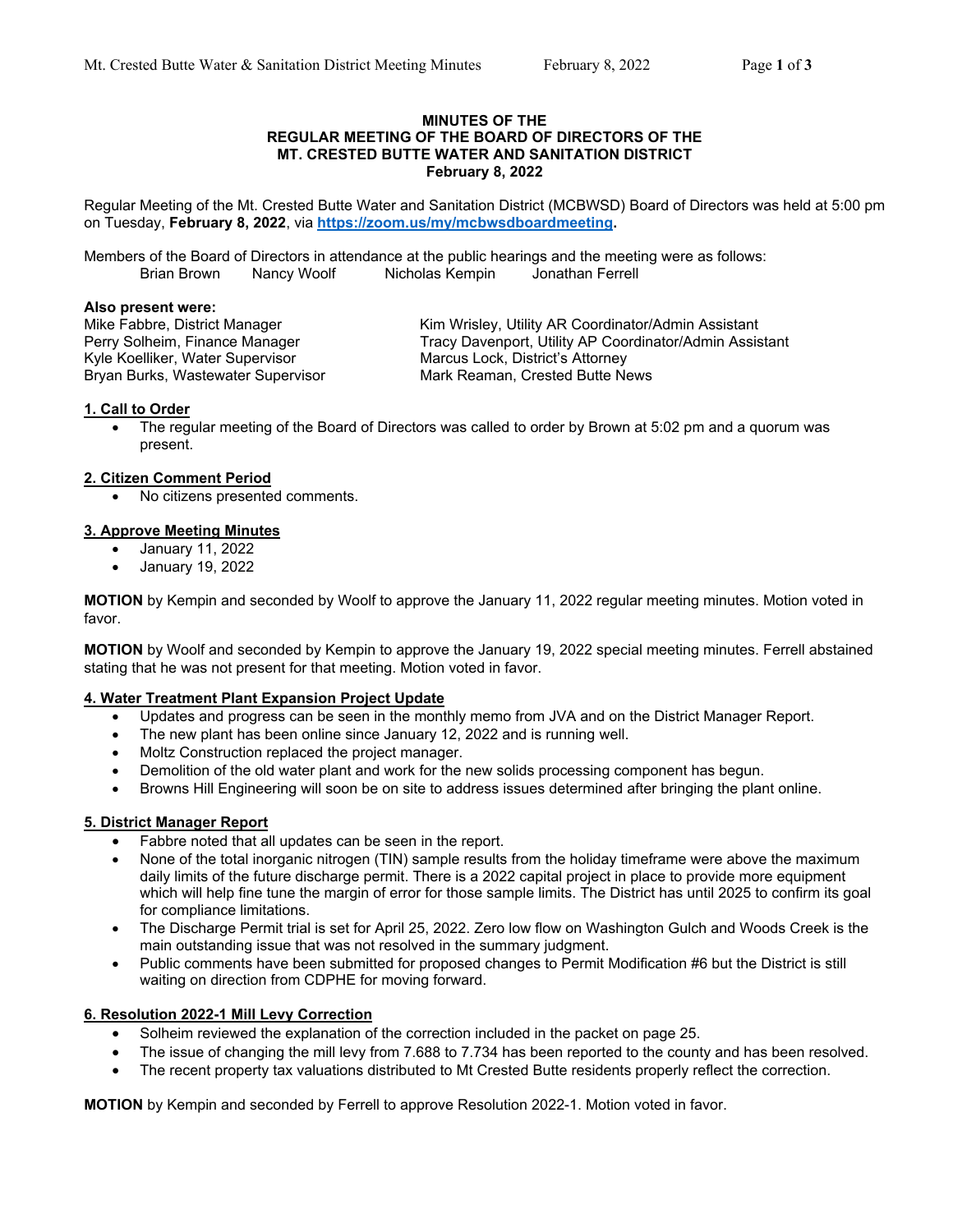**MINUTES OF THE**
**REGULAR MEETING OF THE BOARD OF DIRECTORS OF THE**
**MT. CRESTED BUTTE WATER AND SANITATION DISTRICT**
**February 8, 2022**

Regular Meeting of the Mt. Crested Butte Water and Sanitation District (MCBWSD) Board of Directors was held at 5:00 pm on Tuesday, **February 8, 2022**, via **https://zoom.us/my/mcbwsdboardmeeting.**

Members of the Board of Directors in attendance at the public hearings and the meeting were as follows:
Brian Brown  Nancy Woolf  Nicholas Kempin  Jonathan Ferrell

**Also present were:**

Mike Fabbre, District Manager
Perry Solheim, Finance Manager
Kyle Koelliker, Water Supervisor
Bryan Burks, Wastewater Supervisor
Kim Wrisley, Utility AR Coordinator/Admin Assistant
Tracy Davenport, Utility AP Coordinator/Admin Assistant
Marcus Lock, District's Attorney
Mark Reaman, Crested Butte News

**1. Call to Order**

- The regular meeting of the Board of Directors was called to order by Brown at 5:02 pm and a quorum was present.

**2. Citizen Comment Period**

- No citizens presented comments.

**3. Approve Meeting Minutes**

- January 11, 2022
- January 19, 2022

**MOTION** by Kempin and seconded by Woolf to approve the January 11, 2022 regular meeting minutes. Motion voted in favor.

**MOTION** by Woolf and seconded by Kempin to approve the January 19, 2022 special meeting minutes. Ferrell abstained stating that he was not present for that meeting. Motion voted in favor.

**4. Water Treatment Plant Expansion Project Update**

- Updates and progress can be seen in the monthly memo from JVA and on the District Manager Report.
- The new plant has been online since January 12, 2022 and is running well.
- Moltz Construction replaced the project manager.
- Demolition of the old water plant and work for the new solids processing component has begun.
- Browns Hill Engineering will soon be on site to address issues determined after bringing the plant online.

**5. District Manager Report**

- Fabbre noted that all updates can be seen in the report.
- None of the total inorganic nitrogen (TIN) sample results from the holiday timeframe were above the maximum daily limits of the future discharge permit. There is a 2022 capital project in place to provide more equipment which will help fine tune the margin of error for those sample limits. The District has until 2025 to confirm its goal for compliance limitations.
- The Discharge Permit trial is set for April 25, 2022. Zero low flow on Washington Gulch and Woods Creek is the main outstanding issue that was not resolved in the summary judgment.
- Public comments have been submitted for proposed changes to Permit Modification #6 but the District is still waiting on direction from CDPHE for moving forward.

**6. Resolution 2022-1 Mill Levy Correction**

- Solheim reviewed the explanation of the correction included in the packet on page 25.
- The issue of changing the mill levy from 7.688 to 7.734 has been reported to the county and has been resolved.
- The recent property tax valuations distributed to Mt Crested Butte residents properly reflect the correction.

**MOTION** by Kempin and seconded by Ferrell to approve Resolution 2022-1. Motion voted in favor.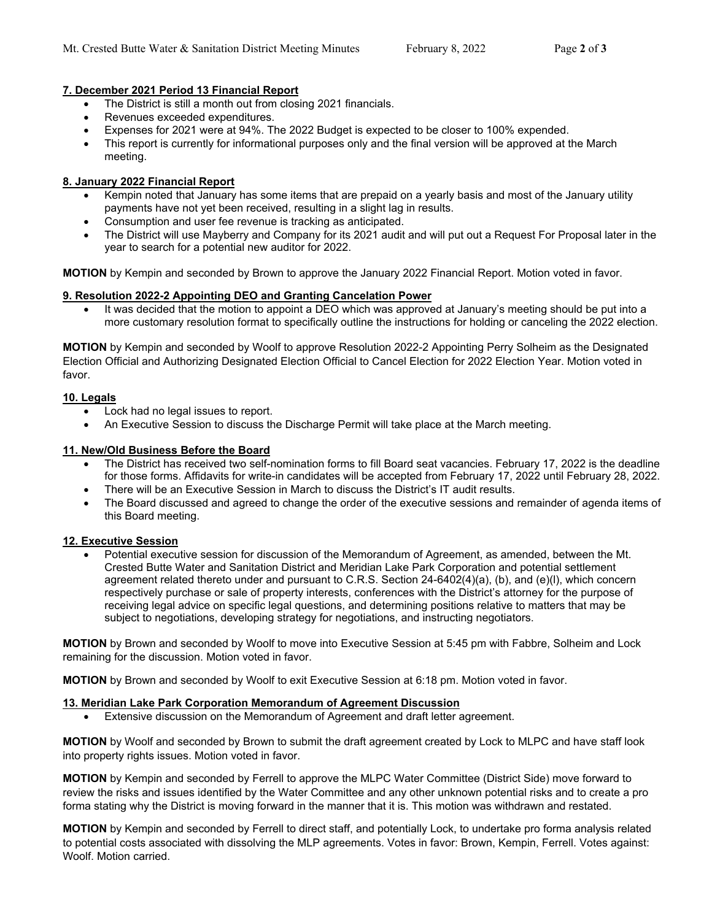**7. December 2021 Period 13 Financial Report**

- The District is still a month out from closing 2021 financials.
- Revenues exceeded expenditures.
- Expenses for 2021 were at 94%. The 2022 Budget is expected to be closer to 100% expended.
- This report is currently for informational purposes only and the final version will be approved at the March meeting.

**8. January 2022 Financial Report**

- Kempin noted that January has some items that are prepaid on a yearly basis and most of the January utility payments have not yet been received, resulting in a slight lag in results.
- Consumption and user fee revenue is tracking as anticipated.
- The District will use Mayberry and Company for its 2021 audit and will put out a Request For Proposal later in the year to search for a potential new auditor for 2022.

**MOTION** by Kempin and seconded by Brown to approve the January 2022 Financial Report. Motion voted in favor.

**9. Resolution 2022-2 Appointing DEO and Granting Cancelation Power**

- It was decided that the motion to appoint a DEO which was approved at January's meeting should be put into a more customary resolution format to specifically outline the instructions for holding or canceling the 2022 election.

**MOTION** by Kempin and seconded by Woolf to approve Resolution 2022-2 Appointing Perry Solheim as the Designated Election Official and Authorizing Designated Election Official to Cancel Election for 2022 Election Year. Motion voted in favor.

**10. Legals**

- Lock had no legal issues to report.
- An Executive Session to discuss the Discharge Permit will take place at the March meeting.

**11. New/Old Business Before the Board**

- The District has received two self-nomination forms to fill Board seat vacancies. February 17, 2022 is the deadline for those forms. Affidavits for write-in candidates will be accepted from February 17, 2022 until February 28, 2022.
- There will be an Executive Session in March to discuss the District's IT audit results.
- The Board discussed and agreed to change the order of the executive sessions and remainder of agenda items of this Board meeting.

**12. Executive Session**

- Potential executive session for discussion of the Memorandum of Agreement, as amended, between the Mt. Crested Butte Water and Sanitation District and Meridian Lake Park Corporation and potential settlement agreement related thereto under and pursuant to C.R.S. Section 24-6402(4)(a), (b), and (e)(I), which concern respectively purchase or sale of property interests, conferences with the District's attorney for the purpose of receiving legal advice on specific legal questions, and determining positions relative to matters that may be subject to negotiations, developing strategy for negotiations, and instructing negotiators.

**MOTION** by Brown and seconded by Woolf to move into Executive Session at 5:45 pm with Fabbre, Solheim and Lock remaining for the discussion. Motion voted in favor.

**MOTION** by Brown and seconded by Woolf to exit Executive Session at 6:18 pm. Motion voted in favor.

**13. Meridian Lake Park Corporation Memorandum of Agreement Discussion**

- Extensive discussion on the Memorandum of Agreement and draft letter agreement.

**MOTION** by Woolf and seconded by Brown to submit the draft agreement created by Lock to MLPC and have staff look into property rights issues. Motion voted in favor.

**MOTION** by Kempin and seconded by Ferrell to approve the MLPC Water Committee (District Side) move forward to review the risks and issues identified by the Water Committee and any other unknown potential risks and to create a pro forma stating why the District is moving forward in the manner that it is. This motion was withdrawn and restated.

**MOTION** by Kempin and seconded by Ferrell to direct staff, and potentially Lock, to undertake pro forma analysis related to potential costs associated with dissolving the MLP agreements. Votes in favor: Brown, Kempin, Ferrell. Votes against: Woolf. Motion carried.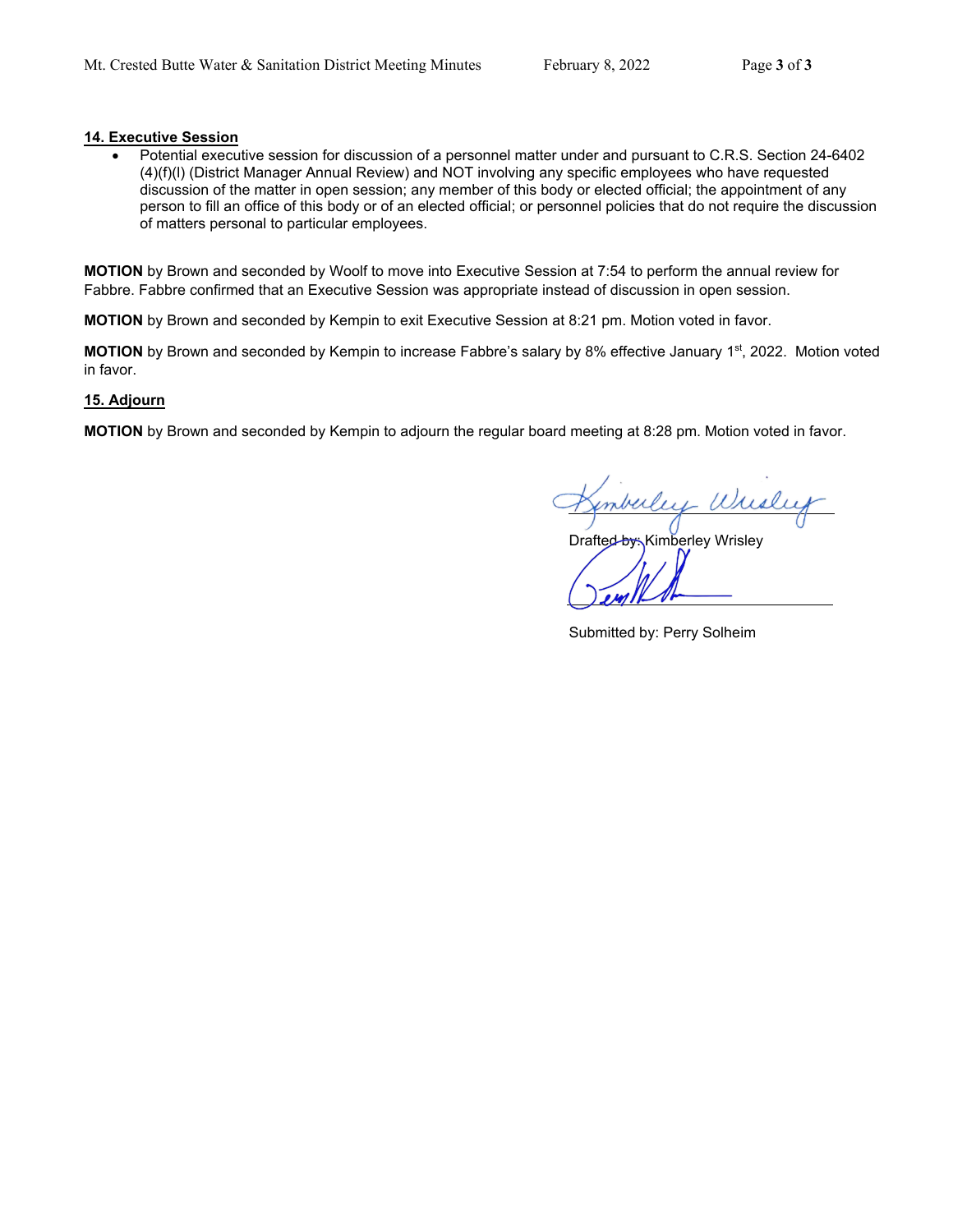## 14. Executive Session

- Potential executive session for discussion of a personnel matter under and pursuant to C.R.S. Section 24-6402 (4)(f)(l) (District Manager Annual Review) and NOT involving any specific employees who have requested discussion of the matter in open session; any member of this body or elected official; the appointment of any person to fill an office of this body or of an elected official; or personnel policies that do not require the discussion of matters personal to particular employees.

**MOTION** by Brown and seconded by Woolf to move into Executive Session at 7:54 to perform the annual review for Fabbre. Fabbre confirmed that an Executive Session was appropriate instead of discussion in open session.

**MOTION** by Brown and seconded by Kempin to exit Executive Session at 8:21 pm. Motion voted in favor.

**MOTION** by Brown and seconded by Kempin to increase Fabbre's salary by 8% effective January 1st, 2022. Motion voted in favor.

## 15. Adjourn

**MOTION** by Brown and seconded by Kempin to adjourn the regular board meeting at 8:28 pm. Motion voted in favor.

Drafted by: Kimberley Wrisley

Submitted by: Perry Solheim